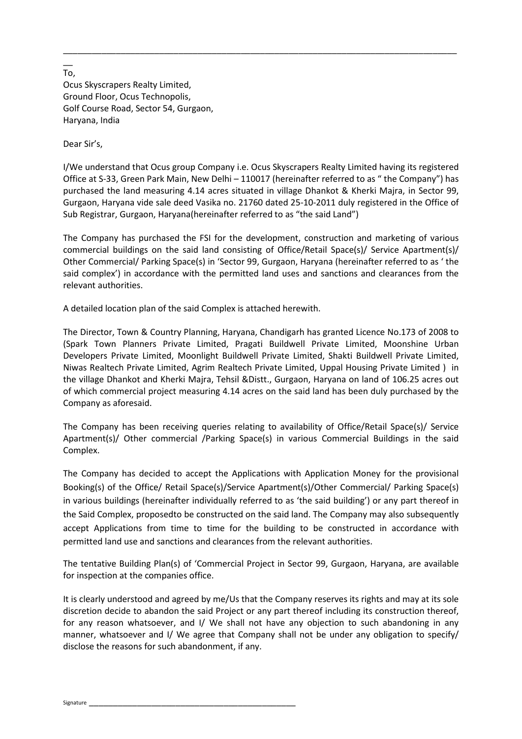To,
Ocus Skyscrapers Realty Limited,
Ground Floor, Ocus Technopolis,
Golf Course Road, Sector 54, Gurgaon,
Haryana, India

Dear Sir's,

I/We understand that Ocus group Company i.e. Ocus Skyscrapers Realty Limited having its registered Office at S-33, Green Park Main, New Delhi – 110017 (hereinafter referred to as " the Company") has purchased the land measuring 4.14 acres situated in village Dhankot & Kherki Majra, in Sector 99, Gurgaon, Haryana vide sale deed Vasika no. 21760 dated 25-10-2011 duly registered in the Office of Sub Registrar, Gurgaon, Haryana(hereinafter referred to as "the said Land")

The Company has purchased the FSI for the development, construction and marketing of various commercial buildings on the said land consisting of Office/Retail Space(s)/ Service Apartment(s)/ Other Commercial/ Parking Space(s) in 'Sector 99, Gurgaon, Haryana (hereinafter referred to as ' the said complex') in accordance with the permitted land uses and sanctions and clearances from the relevant authorities.

A detailed location plan of the said Complex is attached herewith.

The Director, Town & Country Planning, Haryana, Chandigarh has granted Licence No.173 of 2008 to (Spark Town Planners Private Limited, Pragati Buildwell Private Limited, Moonshine Urban Developers Private Limited, Moonlight Buildwell Private Limited, Shakti Buildwell Private Limited, Niwas Realtech Private Limited, Agrim Realtech Private Limited, Uppal Housing Private Limited ) in the village Dhankot and Kherki Majra, Tehsil &Distt., Gurgaon, Haryana on land of 106.25 acres out of which commercial project measuring 4.14 acres on the said land has been duly purchased by the Company as aforesaid.

The Company has been receiving queries relating to availability of Office/Retail Space(s)/ Service Apartment(s)/ Other commercial /Parking Space(s) in various Commercial Buildings in the said Complex.

The Company has decided to accept the Applications with Application Money for the provisional Booking(s) of the Office/ Retail Space(s)/Service Apartment(s)/Other Commercial/ Parking Space(s) in various buildings (hereinafter individually referred to as 'the said building') or any part thereof in the Said Complex, proposedto be constructed on the said land. The Company may also subsequently accept Applications from time to time for the building to be constructed in accordance with permitted land use and sanctions and clearances from the relevant authorities.

The tentative Building Plan(s) of 'Commercial Project in Sector 99, Gurgaon, Haryana, are available for inspection at the companies office.

It is clearly understood and agreed by me/Us that the Company reserves its rights and may at its sole discretion decide to abandon the said Project or any part thereof including its construction thereof, for any reason whatsoever, and I/ We shall not have any objection to such abandoning in any manner, whatsoever and I/ We agree that Company shall not be under any obligation to specify/ disclose the reasons for such abandonment, if any.

Signature ___________________________________________________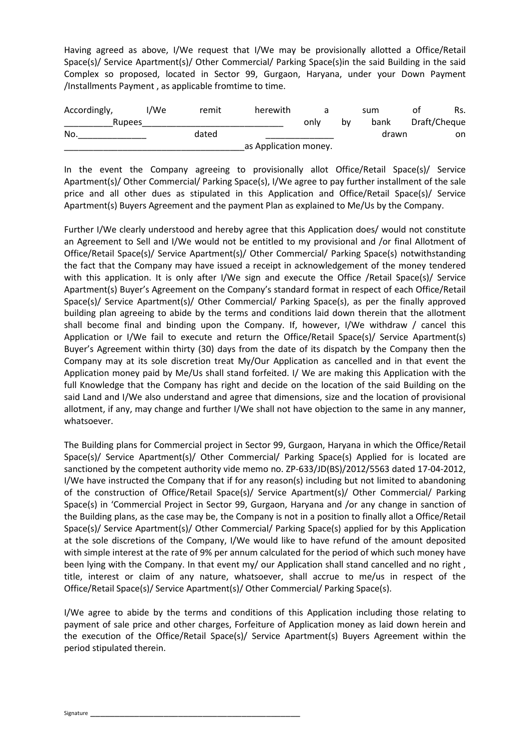Having agreed as above, I/We request that I/We may be provisionally allotted a Office/Retail Space(s)/ Service Apartment(s)/ Other Commercial/ Parking Space(s)in the said Building in the said Complex so proposed, located in Sector 99, Gurgaon, Haryana, under your Down Payment /Installments Payment , as applicable fromtime to time.

Accordingly, I/We remit herewith a sum of Rs. __________Rupees______________________________ only by bank Draft/Cheque No.______________ dated ______________ drawn on ______________________________________as Application money.

In the event the Company agreeing to provisionally allot Office/Retail Space(s)/ Service Apartment(s)/ Other Commercial/ Parking Space(s), I/We agree to pay further installment of the sale price and all other dues as stipulated in this Application and Office/Retail Space(s)/ Service Apartment(s) Buyers Agreement and the payment Plan as explained to Me/Us by the Company.

Further I/We clearly understood and hereby agree that this Application does/ would not constitute an Agreement to Sell and I/We would not be entitled to my provisional and /or final Allotment of Office/Retail Space(s)/ Service Apartment(s)/ Other Commercial/ Parking Space(s) notwithstanding the fact that the Company may have issued a receipt in acknowledgement of the money tendered with this application. It is only after I/We sign and execute the Office /Retail Space(s)/ Service Apartment(s) Buyer's Agreement on the Company's standard format in respect of each Office/Retail Space(s)/ Service Apartment(s)/ Other Commercial/ Parking Space(s), as per the finally approved building plan agreeing to abide by the terms and conditions laid down therein that the allotment shall become final and binding upon the Company. If, however, I/We withdraw / cancel this Application or I/We fail to execute and return the Office/Retail Space(s)/ Service Apartment(s) Buyer's Agreement within thirty (30) days from the date of its dispatch by the Company then the Company may at its sole discretion treat My/Our Application as cancelled and in that event the Application money paid by Me/Us shall stand forfeited. I/ We are making this Application with the full Knowledge that the Company has right and decide on the location of the said Building on the said Land and I/We also understand and agree that dimensions, size and the location of provisional allotment, if any, may change and further I/We shall not have objection to the same in any manner, whatsoever.

The Building plans for Commercial project in Sector 99, Gurgaon, Haryana in which the Office/Retail Space(s)/ Service Apartment(s)/ Other Commercial/ Parking Space(s) Applied for is located are sanctioned by the competent authority vide memo no. ZP-633/JD(BS)/2012/5563 dated 17-04-2012, I/We have instructed the Company that if for any reason(s) including but not limited to abandoning of the construction of Office/Retail Space(s)/ Service Apartment(s)/ Other Commercial/ Parking Space(s) in 'Commercial Project in Sector 99, Gurgaon, Haryana and /or any change in sanction of the Building plans, as the case may be, the Company is not in a position to finally allot a Office/Retail Space(s)/ Service Apartment(s)/ Other Commercial/ Parking Space(s) applied for by this Application at the sole discretions of the Company, I/We would like to have refund of the amount deposited with simple interest at the rate of 9% per annum calculated for the period of which such money have been lying with the Company. In that event my/ our Application shall stand cancelled and no right , title, interest or claim of any nature, whatsoever, shall accrue to me/us in respect of the Office/Retail Space(s)/ Service Apartment(s)/ Other Commercial/ Parking Space(s).

I/We agree to abide by the terms and conditions of this Application including those relating to payment of sale price and other charges, Forfeiture of Application money as laid down herein and the execution of the Office/Retail Space(s)/ Service Apartment(s) Buyers Agreement within the period stipulated therein.

Signature ____________________________________________________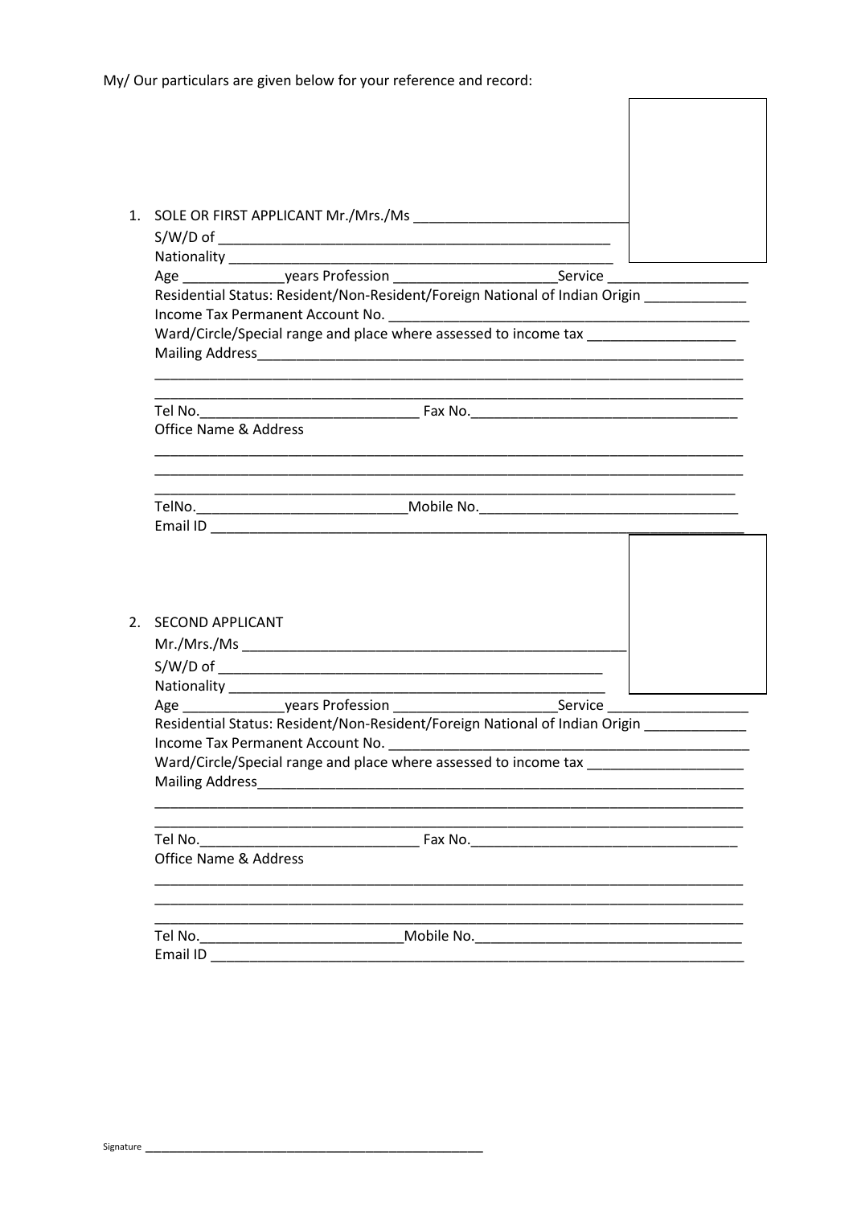My/ Our particulars are given below for your reference and record:

1. SOLE OR FIRST APPLICANT Mr./Mrs./Ms ___________________________

   S/W/D of ___________________________________________________

   Nationality ___________________________________________________

   Age ______________years Profession _____________________Service ___________________

   Residential Status: Resident/Non-Resident/Foreign National of Indian Origin _____________

   Income Tax Permanent Account No. _______________________________________________

   Ward/Circle/Special range and place where assessed to income tax ___________________

   Mailing Address_____________________________________________________________

   ______________________________________________________________________________

   ______________________________________________________________________________

   Tel No.____________________________ Fax No.___________________________________

   Office Name & Address

   ______________________________________________________________________________

   ______________________________________________________________________________

   ______________________________________________________________________________

   TelNo.___________________________Mobile No.__________________________________

   Email ID ______________________________________________________________________

2. SECOND APPLICANT

   Mr./Mrs./Ms ___________________________________________________

   S/W/D of ___________________________________________________

   Nationality ___________________________________________________

   Age ______________years Profession _____________________Service ___________________

   Residential Status: Resident/Non-Resident/Foreign National of Indian Origin _____________

   Income Tax Permanent Account No. _______________________________________________

   Ward/Circle/Special range and place where assessed to income tax ___________________

   Mailing Address_____________________________________________________________

   ______________________________________________________________________________

   ______________________________________________________________________________

   Tel No.____________________________ Fax No.___________________________________

   Office Name & Address

   ______________________________________________________________________________

   ______________________________________________________________________________

   ______________________________________________________________________________

   Tel No.__________________________Mobile No.__________________________________

   Email ID ______________________________________________________________________

Signature ___________________________________________________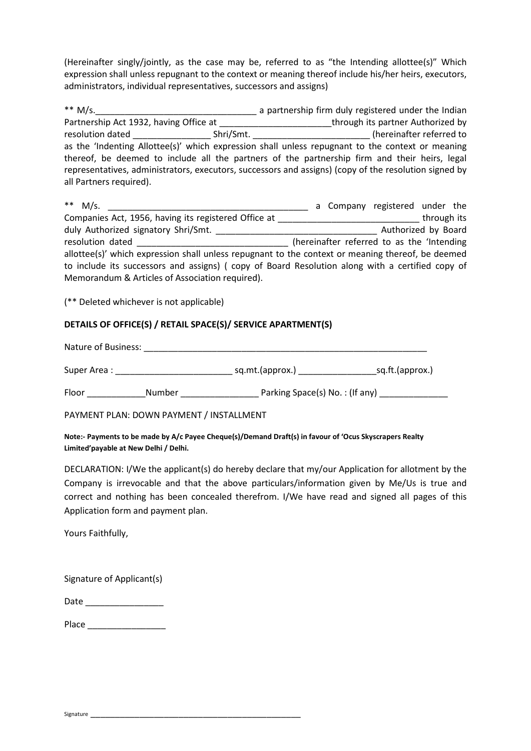(Hereinafter singly/jointly, as the case may be, referred to as "the Intending allottee(s)" Which expression shall unless repugnant to the context or meaning thereof include his/her heirs, executors, administrators, individual representatives, successors and assigns)

** M/s.________________________________ a partnership firm duly registered under the Indian Partnership Act 1932, having Office at ______________________through its partner Authorized by resolution dated _______________ Shri/Smt. _______________________ (hereinafter referred to as the 'Indenting Allottee(s)' which expression shall unless repugnant to the context or meaning thereof, be deemed to include all the partners of the partnership firm and their heirs, legal representatives, administrators, executors, successors and assigns) (copy of the resolution signed by all Partners required).

** M/s. ________________________________________ a Company registered under the Companies Act, 1956, having its registered Office at ____________________________ through its duly Authorized signatory Shri/Smt. ________________________________ Authorized by Board resolution dated _____________________________ (hereinafter referred to as the 'Intending allottee(s)' which expression shall unless repugnant to the context or meaning thereof, be deemed to include its successors and assigns) ( copy of Board Resolution along with a certified copy of Memorandum & Articles of Association required).

(** Deleted whichever is not applicable)

**DETAILS OF OFFICE(S) / RETAIL SPACE(S)/ SERVICE APARTMENT(S)**

Nature of Business: ____________________________________________________________

Super Area : ________________________ sq.mt.(approx.) _______________sq.ft.(approx.)

Floor ____________Number ________________ Parking Space(s) No. : (If any) ______________

PAYMENT PLAN: DOWN PAYMENT / INSTALLMENT

**Note:- Payments to be made by A/c Payee Cheque(s)/Demand Draft(s) in favour of 'Ocus Skyscrapers Realty Limited'payable at New Delhi / Delhi.**

DECLARATION: I/We the applicant(s) do hereby declare that my/our Application for allotment by the Company is irrevocable and that the above particulars/information given by Me/Us is true and correct and nothing has been concealed therefrom. I/We have read and signed all pages of this Application form and payment plan.

Yours Faithfully,

Signature of Applicant(s)

Date ________________

Place ________________

Signature ________________________________________________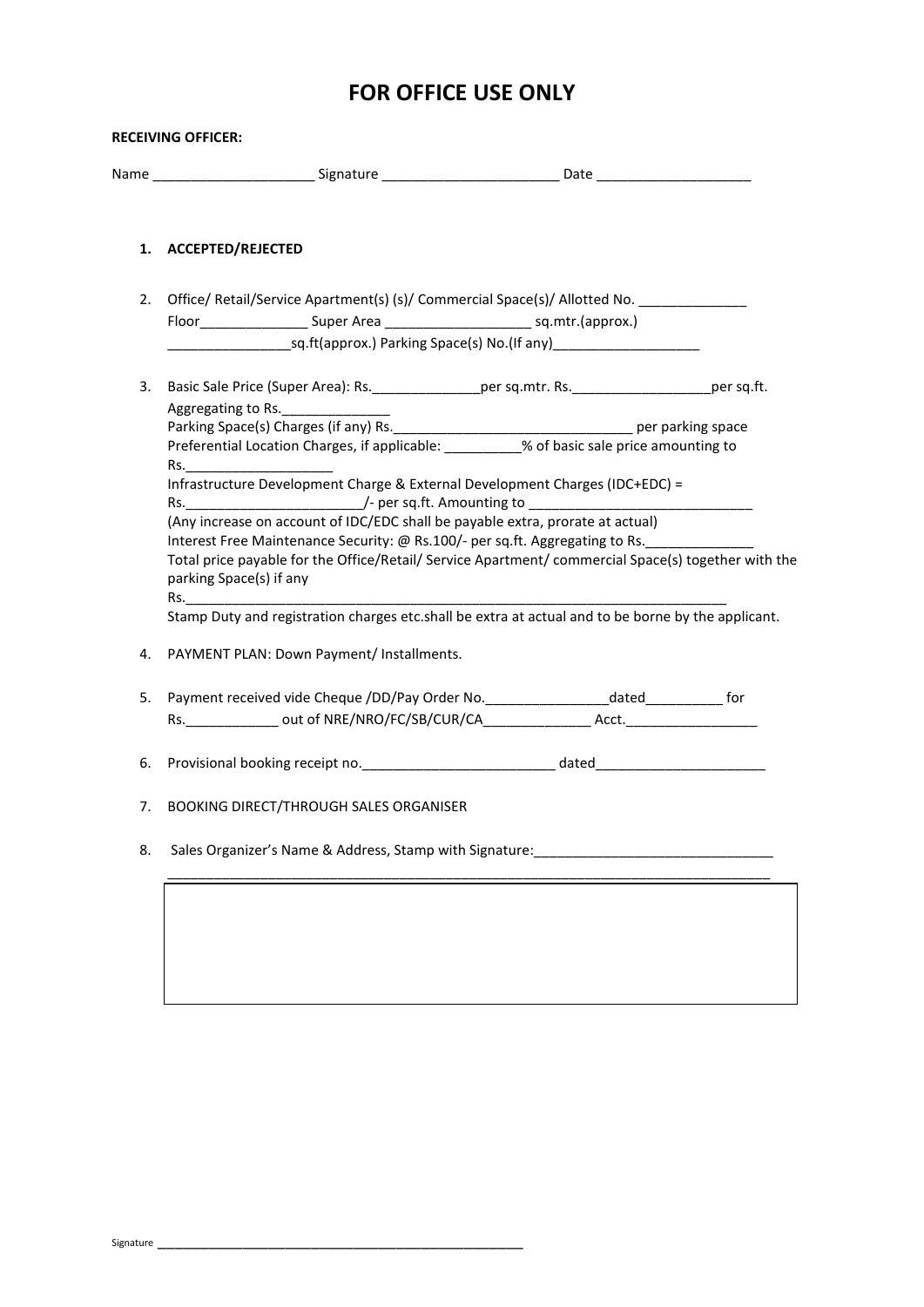# FOR OFFICE USE ONLY

**RECEIVING OFFICER:**

Name ____________________ Signature ______________________ Date ___________________

1. **ACCEPTED/REJECTED**

2. Office/ Retail/Service Apartment(s) (s)/ Commercial Space(s)/ Allotted No. _____________ Floor_____________ Super Area __________________ sq.mtr.(approx.) ________________sq.ft(approx.) Parking Space(s) No.(If any)___________________

3. Basic Sale Price (Super Area): Rs.______________per sq.mtr. Rs.__________________per sq.ft. Aggregating to Rs.______________
   Parking Space(s) Charges (if any) Rs._______________________________ per parking space
   Preferential Location Charges, if applicable: __________% of basic sale price amounting to Rs.___________________
   Infrastructure Development Charge & External Development Charges (IDC+EDC) = Rs.______________________/- per sq.ft. Amounting to _____________________________
   (Any increase on account of IDC/EDC shall be payable extra, prorate at actual)
   Interest Free Maintenance Security: @ Rs.100/- per sq.ft. Aggregating to Rs.______________
   Total price payable for the Office/Retail/ Service Apartment/ commercial Space(s) together with the parking Space(s) if any
   Rs.__________________________________________________________________________
   Stamp Duty and registration charges etc.shall be extra at actual and to be borne by the applicant.

4. PAYMENT PLAN: Down Payment/ Installments.

5. Payment received vide Cheque /DD/Pay Order No.________________dated__________ for Rs.____________ out of NRE/NRO/FC/SB/CUR/CA______________ Acct._________________

6. Provisional booking receipt no.________________________ dated______________________

7. BOOKING DIRECT/THROUGH SALES ORGANISER

8. Sales Organizer's Name & Address, Stamp with Signature:_______________________________
   ______________________________________________________________________________

Signature _____________________________________________________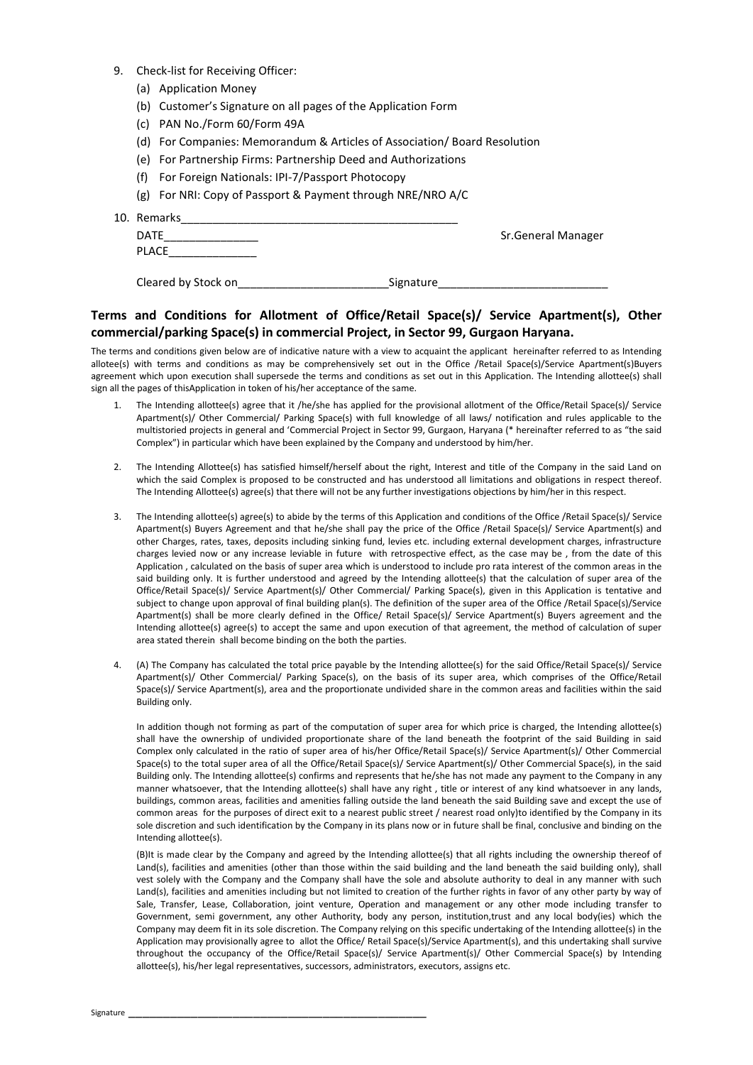9. Check-list for Receiving Officer:
   (a) Application Money
   (b) Customer's Signature on all pages of the Application Form
   (c) PAN No./Form 60/Form 49A
   (d) For Companies: Memorandum & Articles of Association/ Board Resolution
   (e) For Partnership Firms: Partnership Deed and Authorizations
   (f) For Foreign Nationals: IPI-7/Passport Photocopy
   (g) For NRI: Copy of Passport & Payment through NRE/NRO A/C

10. Remarks______________________________________________

    DATE________________ Sr.General Manager

    PLACE_______________

    Cleared by Stock on________________________Signature___________________________

## Terms and Conditions for Allotment of Office/Retail Space(s)/ Service Apartment(s), Other commercial/parking Space(s) in commercial Project, in Sector 99, Gurgaon Haryana.

The terms and conditions given below are of indicative nature with a view to acquaint the applicant hereinafter referred to as Intending allottee(s) with terms and conditions as may be comprehensively set out in the Office /Retail Space(s)/Service Apartment(s)Buyers agreement which upon execution shall supersede the terms and conditions as set out in this Application. The Intending allottee(s) shall sign all the pages of thisApplication in token of his/her acceptance of the same.

1. The Intending allottee(s) agree that it /he/she has applied for the provisional allotment of the Office/Retail Space(s)/ Service Apartment(s)/ Other Commercial/ Parking Space(s) with full knowledge of all laws/ notification and rules applicable to the multistoried projects in general and 'Commercial Project in Sector 99, Gurgaon, Haryana (* hereinafter referred to as "the said Complex") in particular which have been explained by the Company and understood by him/her.

2. The Intending Allottee(s) has satisfied himself/herself about the right, Interest and title of the Company in the said Land on which the said Complex is proposed to be constructed and has understood all limitations and obligations in respect thereof. The Intending Allottee(s) agree(s) that there will not be any further investigations objections by him/her in this respect.

3. The Intending allottee(s) agree(s) to abide by the terms of this Application and conditions of the Office /Retail Space(s)/ Service Apartment(s) Buyers Agreement and that he/she shall pay the price of the Office /Retail Space(s)/ Service Apartment(s) and other Charges, rates, taxes, deposits including sinking fund, levies etc. including external development charges, infrastructure charges levied now or any increase leviable in future with retrospective effect, as the case may be , from the date of this Application , calculated on the basis of super area which is understood to include pro rata interest of the common areas in the said building only. It is further understood and agreed by the Intending allottee(s) that the calculation of super area of the Office/Retail Space(s)/ Service Apartment(s)/ Other Commercial/ Parking Space(s), given in this Application is tentative and subject to change upon approval of final building plan(s). The definition of the super area of the Office /Retail Space(s)/Service Apartment(s) shall be more clearly defined in the Office/ Retail Space(s)/ Service Apartment(s) Buyers agreement and the Intending allottee(s) agree(s) to accept the same and upon execution of that agreement, the method of calculation of super area stated therein shall become binding on the both the parties.

4. (A) The Company has calculated the total price payable by the Intending allottee(s) for the said Office/Retail Space(s)/ Service Apartment(s)/ Other Commercial/ Parking Space(s), on the basis of its super area, which comprises of the Office/Retail Space(s)/ Service Apartment(s), area and the proportionate undivided share in the common areas and facilities within the said Building only.

   In addition though not forming as part of the computation of super area for which price is charged, the Intending allottee(s) shall have the ownership of undivided proportionate share of the land beneath the footprint of the said Building in said Complex only calculated in the ratio of super area of his/her Office/Retail Space(s)/ Service Apartment(s)/ Other Commercial Space(s) to the total super area of all the Office/Retail Space(s)/ Service Apartment(s)/ Other Commercial Space(s), in the said Building only. The Intending allottee(s) confirms and represents that he/she has not made any payment to the Company in any manner whatsoever, that the Intending allottee(s) shall have any right , title or interest of any kind whatsoever in any lands, buildings, common areas, facilities and amenities falling outside the land beneath the said Building save and except the use of common areas for the purposes of direct exit to a nearest public street / nearest road only)to identified by the Company in its sole discretion and such identification by the Company in its plans now or in future shall be final, conclusive and binding on the Intending allottee(s).

   (B)It is made clear by the Company and agreed by the Intending allottee(s) that all rights including the ownership thereof of Land(s), facilities and amenities (other than those within the said building and the land beneath the said building only), shall vest solely with the Company and the Company shall have the sole and absolute authority to deal in any manner with such Land(s), facilities and amenities including but not limited to creation of the further rights in favor of any other party by way of Sale, Transfer, Lease, Collaboration, joint venture, Operation and management or any other mode including transfer to Government, semi government, any other Authority, body any person, institution,trust and any local body(ies) which the Company may deem fit in its sole discretion. The Company relying on this specific undertaking of the Intending allottee(s) in the Application may provisionally agree to allot the Office/ Retail Space(s)/Service Apartment(s), and this undertaking shall survive throughout the occupancy of the Office/Retail Space(s)/ Service Apartment(s)/ Other Commercial Space(s) by Intending allottee(s), his/her legal representatives, successors, administrators, executors, assigns etc.

Signature ___________________________________________________________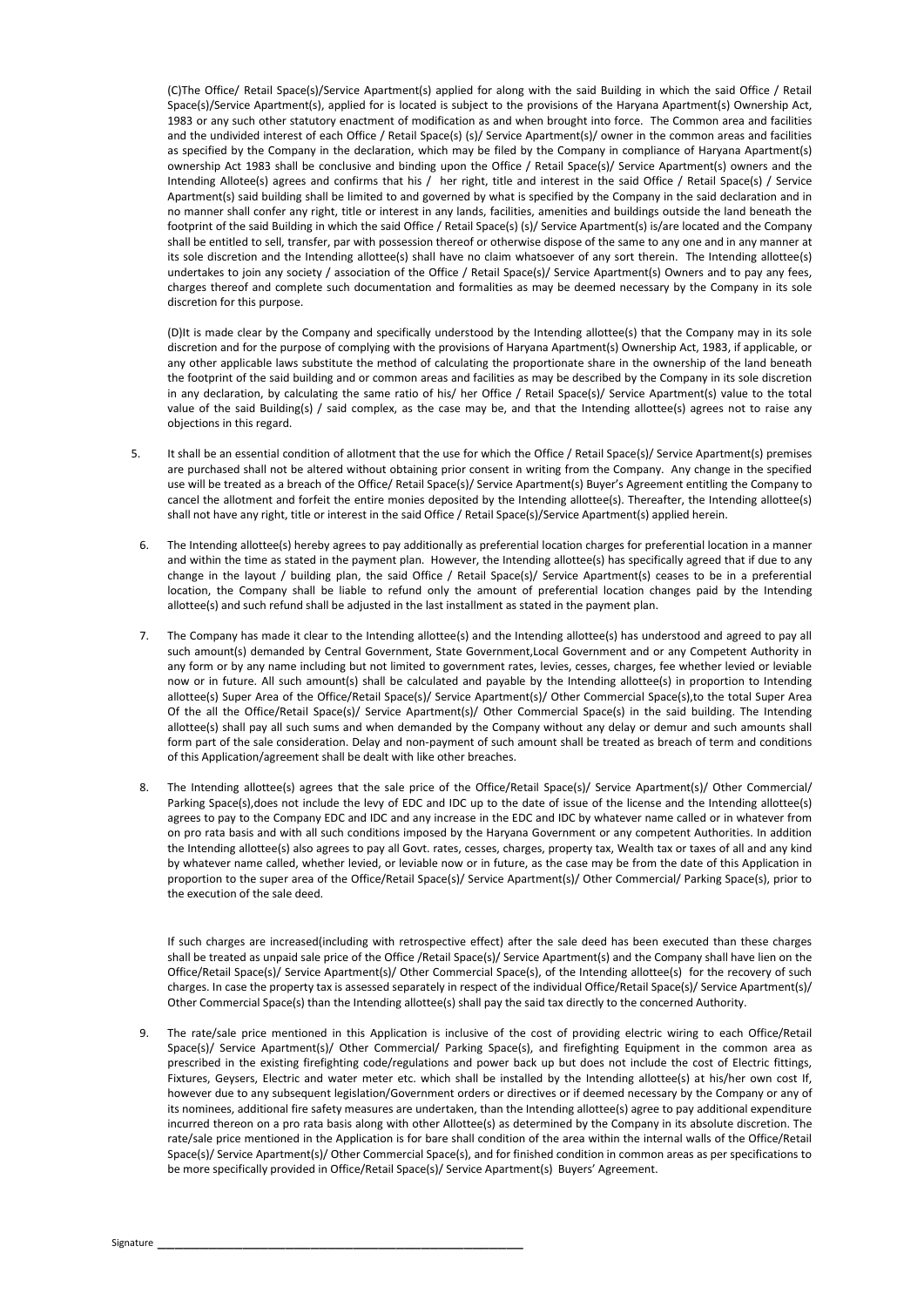(C)The Office/ Retail Space(s)/Service Apartment(s) applied for along with the said Building in which the said Office / Retail Space(s)/Service Apartment(s), applied for is located is subject to the provisions of the Haryana Apartment(s) Ownership Act, 1983 or any such other statutory enactment of modification as and when brought into force. The Common area and facilities and the undivided interest of each Office / Retail Space(s) (s)/ Service Apartment(s)/ owner in the common areas and facilities as specified by the Company in the declaration, which may be filed by the Company in compliance of Haryana Apartment(s) ownership Act 1983 shall be conclusive and binding upon the Office / Retail Space(s)/ Service Apartment(s) owners and the Intending Allotee(s) agrees and confirms that his / her right, title and interest in the said Office / Retail Space(s) / Service Apartment(s) said building shall be limited to and governed by what is specified by the Company in the said declaration and in no manner shall confer any right, title or interest in any lands, facilities, amenities and buildings outside the land beneath the footprint of the said Building in which the said Office / Retail Space(s) (s)/ Service Apartment(s) is/are located and the Company shall be entitled to sell, transfer, par with possession thereof or otherwise dispose of the same to any one and in any manner at its sole discretion and the Intending allottee(s) shall have no claim whatsoever of any sort therein. The Intending allottee(s) undertakes to join any society / association of the Office / Retail Space(s)/ Service Apartment(s) Owners and to pay any fees, charges thereof and complete such documentation and formalities as may be deemed necessary by the Company in its sole discretion for this purpose.

(D)It is made clear by the Company and specifically understood by the Intending allottee(s) that the Company may in its sole discretion and for the purpose of complying with the provisions of Haryana Apartment(s) Ownership Act, 1983, if applicable, or any other applicable laws substitute the method of calculating the proportionate share in the ownership of the land beneath the footprint of the said building and or common areas and facilities as may be described by the Company in its sole discretion in any declaration, by calculating the same ratio of his/ her Office / Retail Space(s)/ Service Apartment(s) value to the total value of the said Building(s) / said complex, as the case may be, and that the Intending allottee(s) agrees not to raise any objections in this regard.

5. It shall be an essential condition of allotment that the use for which the Office / Retail Space(s)/ Service Apartment(s) premises are purchased shall not be altered without obtaining prior consent in writing from the Company. Any change in the specified use will be treated as a breach of the Office/ Retail Space(s)/ Service Apartment(s) Buyer's Agreement entitling the Company to cancel the allotment and forfeit the entire monies deposited by the Intending allottee(s). Thereafter, the Intending allottee(s) shall not have any right, title or interest in the said Office / Retail Space(s)/Service Apartment(s) applied herein.

6. The Intending allottee(s) hereby agrees to pay additionally as preferential location charges for preferential location in a manner and within the time as stated in the payment plan. However, the Intending allottee(s) has specifically agreed that if due to any change in the layout / building plan, the said Office / Retail Space(s)/ Service Apartment(s) ceases to be in a preferential location, the Company shall be liable to refund only the amount of preferential location changes paid by the Intending allottee(s) and such refund shall be adjusted in the last installment as stated in the payment plan.

7. The Company has made it clear to the Intending allottee(s) and the Intending allottee(s) has understood and agreed to pay all such amount(s) demanded by Central Government, State Government,Local Government and or any Competent Authority in any form or by any name including but not limited to government rates, levies, cesses, charges, fee whether levied or leviable now or in future. All such amount(s) shall be calculated and payable by the Intending allottee(s) in proportion to Intending allottee(s) Super Area of the Office/Retail Space(s)/ Service Apartment(s)/ Other Commercial Space(s),to the total Super Area Of the all the Office/Retail Space(s)/ Service Apartment(s)/ Other Commercial Space(s) in the said building. The Intending allottee(s) shall pay all such sums and when demanded by the Company without any delay or demur and such amounts shall form part of the sale consideration. Delay and non-payment of such amount shall be treated as breach of term and conditions of this Application/agreement shall be dealt with like other breaches.

8. The Intending allottee(s) agrees that the sale price of the Office/Retail Space(s)/ Service Apartment(s)/ Other Commercial/ Parking Space(s),does not include the levy of EDC and IDC up to the date of issue of the license and the Intending allottee(s) agrees to pay to the Company EDC and IDC and any increase in the EDC and IDC by whatever name called or in whatever from on pro rata basis and with all such conditions imposed by the Haryana Government or any competent Authorities. In addition the Intending allottee(s) also agrees to pay all Govt. rates, cesses, charges, property tax, Wealth tax or taxes of all and any kind by whatever name called, whether levied, or leviable now or in future, as the case may be from the date of this Application in proportion to the super area of the Office/Retail Space(s)/ Service Apartment(s)/ Other Commercial/ Parking Space(s), prior to the execution of the sale deed.

   If such charges are increased(including with retrospective effect) after the sale deed has been executed than these charges shall be treated as unpaid sale price of the Office /Retail Space(s)/ Service Apartment(s) and the Company shall have lien on the Office/Retail Space(s)/ Service Apartment(s)/ Other Commercial Space(s), of the Intending allottee(s) for the recovery of such charges. In case the property tax is assessed separately in respect of the individual Office/Retail Space(s)/ Service Apartment(s)/ Other Commercial Space(s) than the Intending allottee(s) shall pay the said tax directly to the concerned Authority.

9. The rate/sale price mentioned in this Application is inclusive of the cost of providing electric wiring to each Office/Retail Space(s)/ Service Apartment(s)/ Other Commercial/ Parking Space(s), and firefighting Equipment in the common area as prescribed in the existing firefighting code/regulations and power back up but does not include the cost of Electric fittings, Fixtures, Geysers, Electric and water meter etc. which shall be installed by the Intending allottee(s) at his/her own cost If, however due to any subsequent legislation/Government orders or directives or if deemed necessary by the Company or any of its nominees, additional fire safety measures are undertaken, than the Intending allottee(s) agree to pay additional expenditure incurred thereon on a pro rata basis along with other Allottee(s) as determined by the Company in its absolute discretion. The rate/sale price mentioned in the Application is for bare shall condition of the area within the internal walls of the Office/Retail Space(s)/ Service Apartment(s)/ Other Commercial Space(s), and for finished condition in common areas as per specifications to be more specifically provided in Office/Retail Space(s)/ Service Apartment(s) Buyers' Agreement.

Signature ____________________________________________________________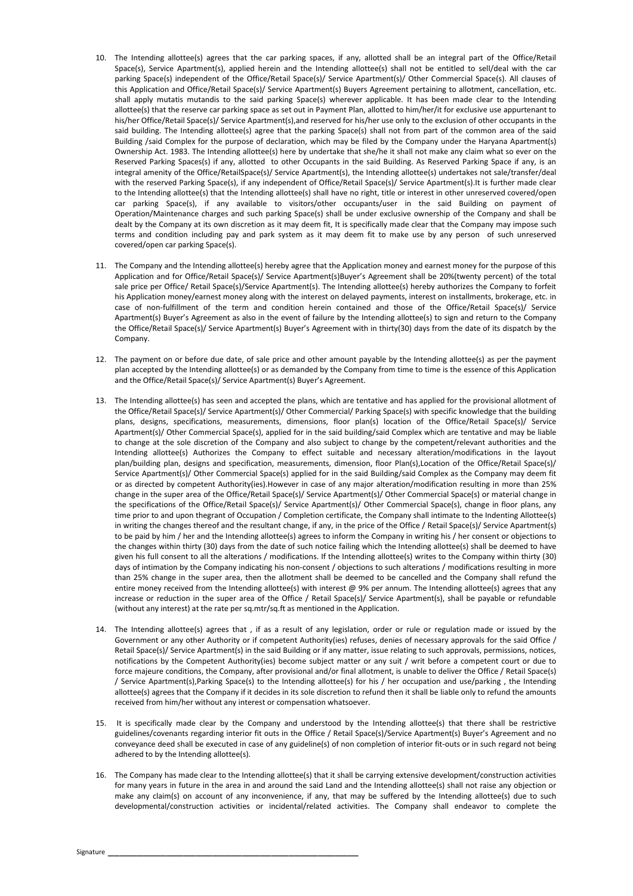10. The Intending allottee(s) agrees that the car parking spaces, if any, allotted shall be an integral part of the Office/Retail Space(s), Service Apartment(s), applied herein and the Intending allottee(s) shall not be entitled to sell/deal with the car parking Space(s) independent of the Office/Retail Space(s)/ Service Apartment(s)/ Other Commercial Space(s). All clauses of this Application and Office/Retail Space(s)/ Service Apartment(s) Buyers Agreement pertaining to allotment, cancellation, etc. shall apply mutatis mutandis to the said parking Space(s) wherever applicable. It has been made clear to the Intending allottee(s) that the reserve car parking space as set out in Payment Plan, allotted to him/her/it for exclusive use appurtenant to his/her Office/Retail Space(s)/ Service Apartment(s),and reserved for his/her use only to the exclusion of other occupants in the said building. The Intending allottee(s) agree that the parking Space(s) shall not from part of the common area of the said Building /said Complex for the purpose of declaration, which may be filed by the Company under the Haryana Apartment(s) Ownership Act. 1983. The Intending allottee(s) here by undertake that she/he it shall not make any claim what so ever on the Reserved Parking Spaces(s) if any, allotted to other Occupants in the said Building. As Reserved Parking Space if any, is an integral amenity of the Office/RetailSpace(s)/ Service Apartment(s), the Intending allottee(s) undertakes not sale/transfer/deal with the reserved Parking Space(s), if any independent of Office/Retail Space(s)/ Service Apartment(s).It is further made clear to the Intending allottee(s) that the Intending allottee(s) shall have no right, title or interest in other unreserved covered/open car parking Space(s), if any available to visitors/other occupants/user in the said Building on payment of Operation/Maintenance charges and such parking Space(s) shall be under exclusive ownership of the Company and shall be dealt by the Company at its own discretion as it may deem fit, It is specifically made clear that the Company may impose such terms and condition including pay and park system as it may deem fit to make use by any person of such unreserved covered/open car parking Space(s).

11. The Company and the Intending allottee(s) hereby agree that the Application money and earnest money for the purpose of this Application and for Office/Retail Space(s)/ Service Apartment(s)Buyer's Agreement shall be 20%(twenty percent) of the total sale price per Office/ Retail Space(s)/Service Apartment(s). The Intending allottee(s) hereby authorizes the Company to forfeit his Application money/earnest money along with the interest on delayed payments, interest on installments, brokerage, etc. in case of non-fulfillment of the term and condition herein contained and those of the Office/Retail Space(s)/ Service Apartment(s) Buyer's Agreement as also in the event of failure by the Intending allottee(s) to sign and return to the Company the Office/Retail Space(s)/ Service Apartment(s) Buyer's Agreement with in thirty(30) days from the date of its dispatch by the Company.

12. The payment on or before due date, of sale price and other amount payable by the Intending allottee(s) as per the payment plan accepted by the Intending allottee(s) or as demanded by the Company from time to time is the essence of this Application and the Office/Retail Space(s)/ Service Apartment(s) Buyer's Agreement.

13. The Intending allottee(s) has seen and accepted the plans, which are tentative and has applied for the provisional allotment of the Office/Retail Space(s)/ Service Apartment(s)/ Other Commercial/ Parking Space(s) with specific knowledge that the building plans, designs, specifications, measurements, dimensions, floor plan(s) location of the Office/Retail Space(s)/ Service Apartment(s)/ Other Commercial Space(s), applied for in the said building/said Complex which are tentative and may be liable to change at the sole discretion of the Company and also subject to change by the competent/relevant authorities and the Intending allottee(s) Authorizes the Company to effect suitable and necessary alteration/modifications in the layout plan/building plan, designs and specification, measurements, dimension, floor Plan(s),Location of the Office/Retail Space(s)/ Service Apartment(s)/ Other Commercial Space(s) applied for in the said Building/said Complex as the Company may deem fit or as directed by competent Authority(ies).However in case of any major alteration/modification resulting in more than 25% change in the super area of the Office/Retail Space(s)/ Service Apartment(s)/ Other Commercial Space(s) or material change in the specifications of the Office/Retail Space(s)/ Service Apartment(s)/ Other Commercial Space(s), change in floor plans, any time prior to and upon thegrant of Occupation / Completion certificate, the Company shall intimate to the Indenting Allottee(s) in writing the changes thereof and the resultant change, if any, in the price of the Office / Retail Space(s)/ Service Apartment(s) to be paid by him / her and the Intending allottee(s) agrees to inform the Company in writing his / her consent or objections to the changes within thirty (30) days from the date of such notice failing which the Intending allottee(s) shall be deemed to have given his full consent to all the alterations / modifications. If the Intending allottee(s) writes to the Company within thirty (30) days of intimation by the Company indicating his non-consent / objections to such alterations / modifications resulting in more than 25% change in the super area, then the allotment shall be deemed to be cancelled and the Company shall refund the entire money received from the Intending allottee(s) with interest @ 9% per annum. The Intending allottee(s) agrees that any increase or reduction in the super area of the Office / Retail Space(s)/ Service Apartment(s), shall be payable or refundable (without any interest) at the rate per sq.mtr/sq.ft as mentioned in the Application.

14. The Intending allottee(s) agrees that , if as a result of any legislation, order or rule or regulation made or issued by the Government or any other Authority or if competent Authority(ies) refuses, denies of necessary approvals for the said Office / Retail Space(s)/ Service Apartment(s) in the said Building or if any matter, issue relating to such approvals, permissions, notices, notifications by the Competent Authority(ies) become subject matter or any suit / writ before a competent court or due to force majeure conditions, the Company, after provisional and/or final allotment, is unable to deliver the Office / Retail Space(s) / Service Apartment(s),Parking Space(s) to the Intending allottee(s) for his / her occupation and use/parking , the Intending allottee(s) agrees that the Company if it decides in its sole discretion to refund then it shall be liable only to refund the amounts received from him/her without any interest or compensation whatsoever.

15. It is specifically made clear by the Company and understood by the Intending allottee(s) that there shall be restrictive guidelines/covenants regarding interior fit outs in the Office / Retail Space(s)/Service Apartment(s) Buyer's Agreement and no conveyance deed shall be executed in case of any guideline(s) of non completion of interior fit-outs or in such regard not being adhered to by the Intending allottee(s).

16. The Company has made clear to the Intending allottee(s) that it shall be carrying extensive development/construction activities for many years in future in the area in and around the said Land and the Intending allottee(s) shall not raise any objection or make any claim(s) on account of any inconvenience, if any, that may be suffered by the Intending allottee(s) due to such developmental/construction activities or incidental/related activities. The Company shall endeavor to complete the

Signature ________________________________________________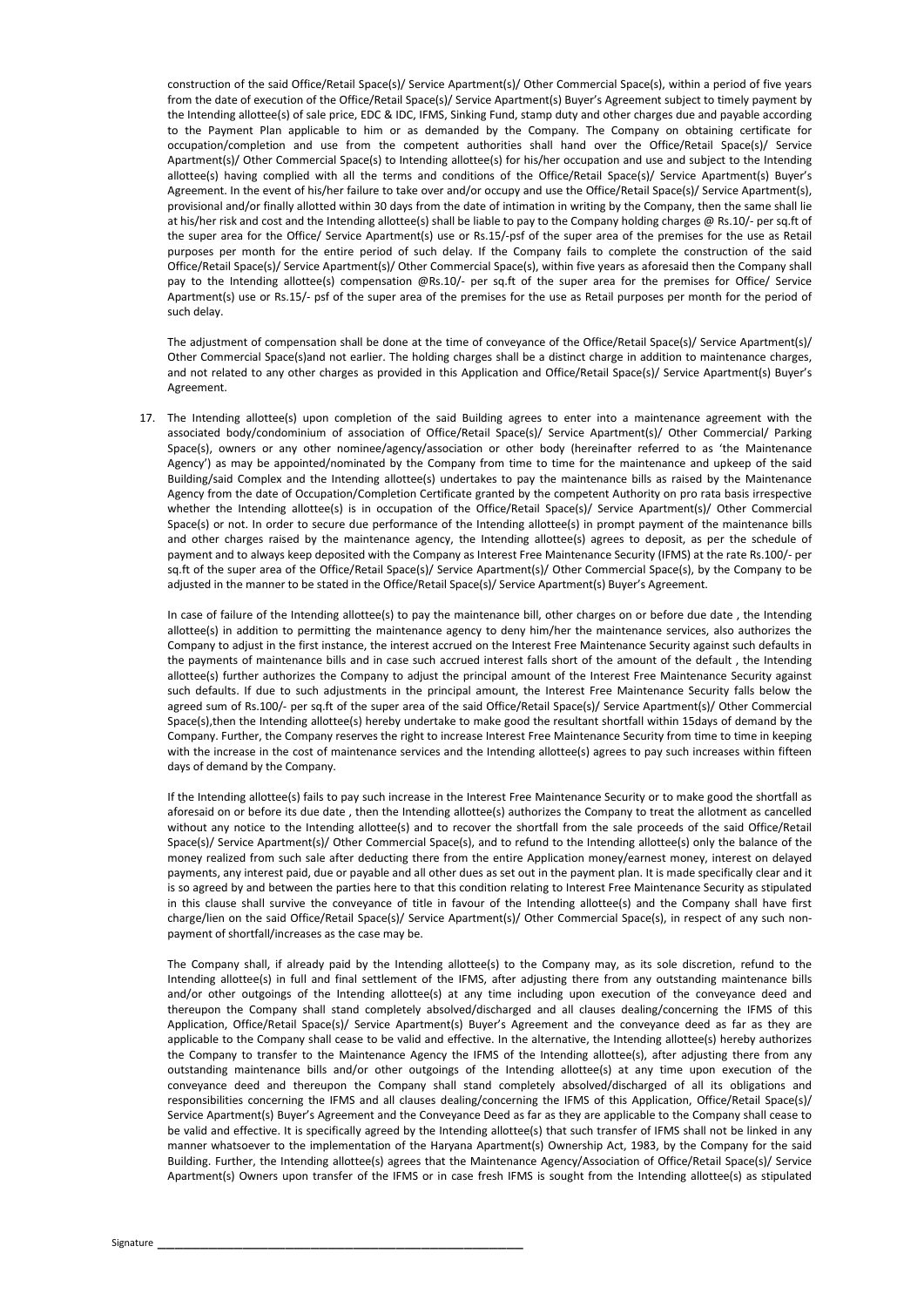construction of the said Office/Retail Space(s)/ Service Apartment(s)/ Other Commercial Space(s), within a period of five years from the date of execution of the Office/Retail Space(s)/ Service Apartment(s) Buyer's Agreement subject to timely payment by the Intending allottee(s) of sale price, EDC & IDC, IFMS, Sinking Fund, stamp duty and other charges due and payable according to the Payment Plan applicable to him or as demanded by the Company. The Company on obtaining certificate for occupation/completion and use from the competent authorities shall hand over the Office/Retail Space(s)/ Service Apartment(s)/ Other Commercial Space(s) to Intending allottee(s) for his/her occupation and use and subject to the Intending allottee(s) having complied with all the terms and conditions of the Office/Retail Space(s)/ Service Apartment(s) Buyer's Agreement. In the event of his/her failure to take over and/or occupy and use the Office/Retail Space(s)/ Service Apartment(s), provisional and/or finally allotted within 30 days from the date of intimation in writing by the Company, then the same shall lie at his/her risk and cost and the Intending allottee(s) shall be liable to pay to the Company holding charges @ Rs.10/- per sq.ft of the super area for the Office/ Service Apartment(s) use or Rs.15/-psf of the super area of the premises for the use as Retail purposes per month for the entire period of such delay. If the Company fails to complete the construction of the said Office/Retail Space(s)/ Service Apartment(s)/ Other Commercial Space(s), within five years as aforesaid then the Company shall pay to the Intending allottee(s) compensation @Rs.10/- per sq.ft of the super area for the premises for Office/ Service Apartment(s) use or Rs.15/- psf of the super area of the premises for the use as Retail purposes per month for the period of such delay.

The adjustment of compensation shall be done at the time of conveyance of the Office/Retail Space(s)/ Service Apartment(s)/ Other Commercial Space(s)and not earlier. The holding charges shall be a distinct charge in addition to maintenance charges, and not related to any other charges as provided in this Application and Office/Retail Space(s)/ Service Apartment(s) Buyer's Agreement.

17. The Intending allottee(s) upon completion of the said Building agrees to enter into a maintenance agreement with the associated body/condominium of association of Office/Retail Space(s)/ Service Apartment(s)/ Other Commercial/ Parking Space(s), owners or any other nominee/agency/association or other body (hereinafter referred to as 'the Maintenance Agency') as may be appointed/nominated by the Company from time to time for the maintenance and upkeep of the said Building/said Complex and the Intending allottee(s) undertakes to pay the maintenance bills as raised by the Maintenance Agency from the date of Occupation/Completion Certificate granted by the competent Authority on pro rata basis irrespective whether the Intending allottee(s) is in occupation of the Office/Retail Space(s)/ Service Apartment(s)/ Other Commercial Space(s) or not. In order to secure due performance of the Intending allottee(s) in prompt payment of the maintenance bills and other charges raised by the maintenance agency, the Intending allottee(s) agrees to deposit, as per the schedule of payment and to always keep deposited with the Company as Interest Free Maintenance Security (IFMS) at the rate Rs.100/- per sq.ft of the super area of the Office/Retail Space(s)/ Service Apartment(s)/ Other Commercial Space(s), by the Company to be adjusted in the manner to be stated in the Office/Retail Space(s)/ Service Apartment(s) Buyer's Agreement.

   In case of failure of the Intending allottee(s) to pay the maintenance bill, other charges on or before due date , the Intending allottee(s) in addition to permitting the maintenance agency to deny him/her the maintenance services, also authorizes the Company to adjust in the first instance, the interest accrued on the Interest Free Maintenance Security against such defaults in the payments of maintenance bills and in case such accrued interest falls short of the amount of the default , the Intending allottee(s) further authorizes the Company to adjust the principal amount of the Interest Free Maintenance Security against such defaults. If due to such adjustments in the principal amount, the Interest Free Maintenance Security falls below the agreed sum of Rs.100/- per sq.ft of the super area of the said Office/Retail Space(s)/ Service Apartment(s)/ Other Commercial Space(s),then the Intending allottee(s) hereby undertake to make good the resultant shortfall within 15days of demand by the Company. Further, the Company reserves the right to increase Interest Free Maintenance Security from time to time in keeping with the increase in the cost of maintenance services and the Intending allottee(s) agrees to pay such increases within fifteen days of demand by the Company.

   If the Intending allottee(s) fails to pay such increase in the Interest Free Maintenance Security or to make good the shortfall as aforesaid on or before its due date , then the Intending allottee(s) authorizes the Company to treat the allotment as cancelled without any notice to the Intending allottee(s) and to recover the shortfall from the sale proceeds of the said Office/Retail Space(s)/ Service Apartment(s)/ Other Commercial Space(s), and to refund to the Intending allottee(s) only the balance of the money realized from such sale after deducting there from the entire Application money/earnest money, interest on delayed payments, any interest paid, due or payable and all other dues as set out in the payment plan. It is made specifically clear and it is so agreed by and between the parties here to that this condition relating to Interest Free Maintenance Security as stipulated in this clause shall survive the conveyance of title in favour of the Intending allottee(s) and the Company shall have first charge/lien on the said Office/Retail Space(s)/ Service Apartment(s)/ Other Commercial Space(s), in respect of any such non-payment of shortfall/increases as the case may be.

   The Company shall, if already paid by the Intending allottee(s) to the Company may, as its sole discretion, refund to the Intending allottee(s) in full and final settlement of the IFMS, after adjusting there from any outstanding maintenance bills and/or other outgoings of the Intending allottee(s) at any time including upon execution of the conveyance deed and thereupon the Company shall stand completely absolved/discharged and all clauses dealing/concerning the IFMS of this Application, Office/Retail Space(s)/ Service Apartment(s) Buyer's Agreement and the conveyance deed as far as they are applicable to the Company shall cease to be valid and effective. In the alternative, the Intending allottee(s) hereby authorizes the Company to transfer to the Maintenance Agency the IFMS of the Intending allottee(s), after adjusting there from any outstanding maintenance bills and/or other outgoings of the Intending allottee(s) at any time upon execution of the conveyance deed and thereupon the Company shall stand completely absolved/discharged of all its obligations and responsibilities concerning the IFMS and all clauses dealing/concerning the IFMS of this Application, Office/Retail Space(s)/ Service Apartment(s) Buyer's Agreement and the Conveyance Deed as far as they are applicable to the Company shall cease to be valid and effective. It is specifically agreed by the Intending allottee(s) that such transfer of IFMS shall not be linked in any manner whatsoever to the implementation of the Haryana Apartment(s) Ownership Act, 1983, by the Company for the said Building. Further, the Intending allottee(s) agrees that the Maintenance Agency/Association of Office/Retail Space(s)/ Service Apartment(s) Owners upon transfer of the IFMS or in case fresh IFMS is sought from the Intending allottee(s) as stipulated

Signature ________________________________________________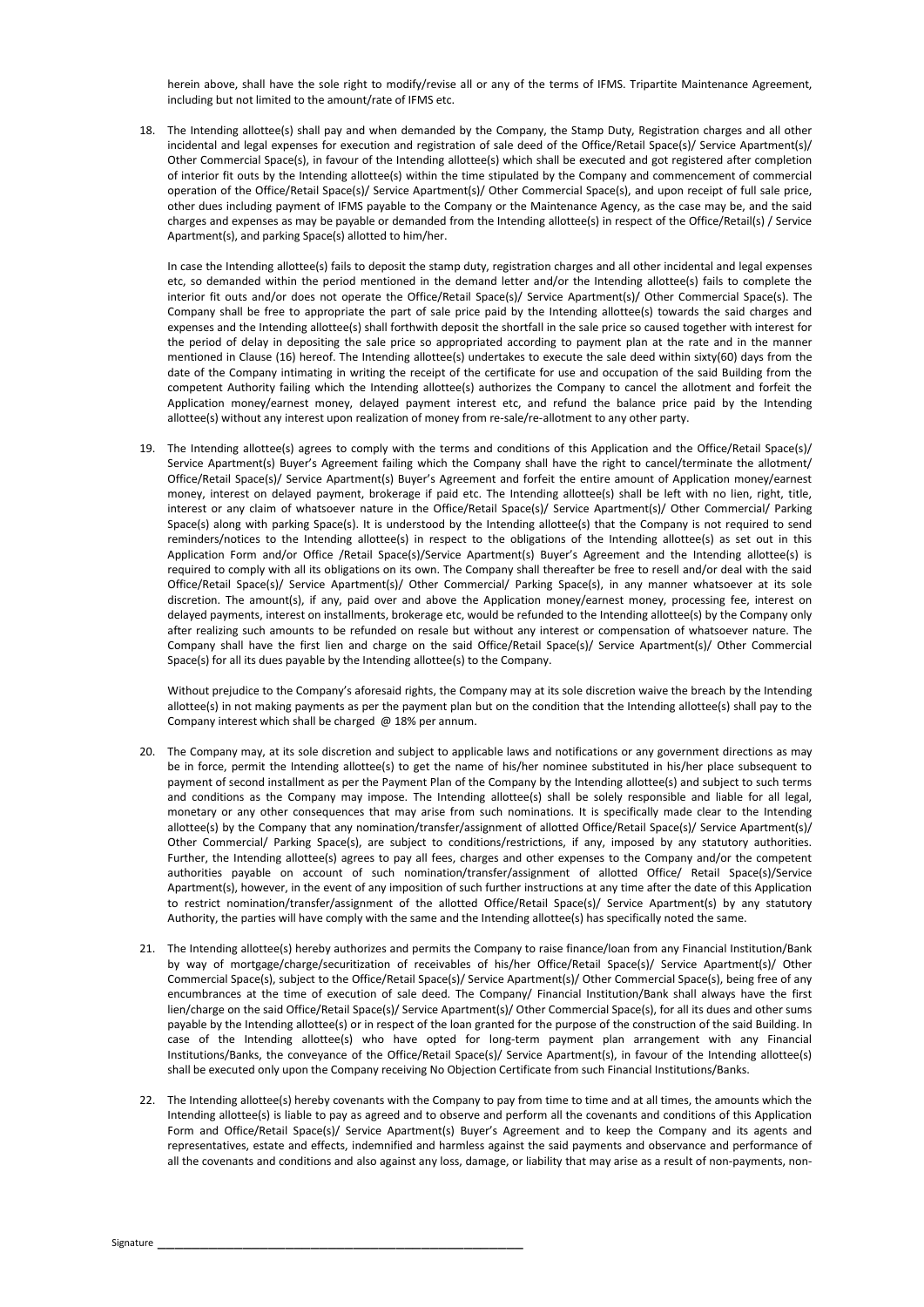herein above, shall have the sole right to modify/revise all or any of the terms of IFMS. Tripartite Maintenance Agreement, including but not limited to the amount/rate of IFMS etc.

18. The Intending allottee(s) shall pay and when demanded by the Company, the Stamp Duty, Registration charges and all other incidental and legal expenses for execution and registration of sale deed of the Office/Retail Space(s)/ Service Apartment(s)/ Other Commercial Space(s), in favour of the Intending allottee(s) which shall be executed and got registered after completion of interior fit outs by the Intending allottee(s) within the time stipulated by the Company and commencement of commercial operation of the Office/Retail Space(s)/ Service Apartment(s)/ Other Commercial Space(s), and upon receipt of full sale price, other dues including payment of IFMS payable to the Company or the Maintenance Agency, as the case may be, and the said charges and expenses as may be payable or demanded from the Intending allottee(s) in respect of the Office/Retail(s) / Service Apartment(s), and parking Space(s) allotted to him/her.

   In case the Intending allottee(s) fails to deposit the stamp duty, registration charges and all other incidental and legal expenses etc, so demanded within the period mentioned in the demand letter and/or the Intending allottee(s) fails to complete the interior fit outs and/or does not operate the Office/Retail Space(s)/ Service Apartment(s)/ Other Commercial Space(s). The Company shall be free to appropriate the part of sale price paid by the Intending allottee(s) towards the said charges and expenses and the Intending allottee(s) shall forthwith deposit the shortfall in the sale price so caused together with interest for the period of delay in depositing the sale price so appropriated according to payment plan at the rate and in the manner mentioned in Clause (16) hereof. The Intending allottee(s) undertakes to execute the sale deed within sixty(60) days from the date of the Company intimating in writing the receipt of the certificate for use and occupation of the said Building from the competent Authority failing which the Intending allottee(s) authorizes the Company to cancel the allotment and forfeit the Application money/earnest money, delayed payment interest etc, and refund the balance price paid by the Intending allottee(s) without any interest upon realization of money from re-sale/re-allotment to any other party.

19. The Intending allottee(s) agrees to comply with the terms and conditions of this Application and the Office/Retail Space(s)/ Service Apartment(s) Buyer's Agreement failing which the Company shall have the right to cancel/terminate the allotment/ Office/Retail Space(s)/ Service Apartment(s) Buyer's Agreement and forfeit the entire amount of Application money/earnest money, interest on delayed payment, brokerage if paid etc. The Intending allottee(s) shall be left with no lien, right, title, interest or any claim of whatsoever nature in the Office/Retail Space(s)/ Service Apartment(s)/ Other Commercial/ Parking Space(s) along with parking Space(s). It is understood by the Intending allottee(s) that the Company is not required to send reminders/notices to the Intending allottee(s) in respect to the obligations of the Intending allottee(s) as set out in this Application Form and/or Office /Retail Space(s)/Service Apartment(s) Buyer's Agreement and the Intending allottee(s) is required to comply with all its obligations on its own. The Company shall thereafter be free to resell and/or deal with the said Office/Retail Space(s)/ Service Apartment(s)/ Other Commercial/ Parking Space(s), in any manner whatsoever at its sole discretion. The amount(s), if any, paid over and above the Application money/earnest money, processing fee, interest on delayed payments, interest on installments, brokerage etc, would be refunded to the Intending allottee(s) by the Company only after realizing such amounts to be refunded on resale but without any interest or compensation of whatsoever nature. The Company shall have the first lien and charge on the said Office/Retail Space(s)/ Service Apartment(s)/ Other Commercial Space(s) for all its dues payable by the Intending allottee(s) to the Company.

   Without prejudice to the Company's aforesaid rights, the Company may at its sole discretion waive the breach by the Intending allottee(s) in not making payments as per the payment plan but on the condition that the Intending allottee(s) shall pay to the Company interest which shall be charged @ 18% per annum.

20. The Company may, at its sole discretion and subject to applicable laws and notifications or any government directions as may be in force, permit the Intending allottee(s) to get the name of his/her nominee substituted in his/her place subsequent to payment of second installment as per the Payment Plan of the Company by the Intending allottee(s) and subject to such terms and conditions as the Company may impose. The Intending allottee(s) shall be solely responsible and liable for all legal, monetary or any other consequences that may arise from such nominations. It is specifically made clear to the Intending allottee(s) by the Company that any nomination/transfer/assignment of allotted Office/Retail Space(s)/ Service Apartment(s)/ Other Commercial/ Parking Space(s), are subject to conditions/restrictions, if any, imposed by any statutory authorities. Further, the Intending allottee(s) agrees to pay all fees, charges and other expenses to the Company and/or the competent authorities payable on account of such nomination/transfer/assignment of allotted Office/ Retail Space(s)/Service Apartment(s), however, in the event of any imposition of such further instructions at any time after the date of this Application to restrict nomination/transfer/assignment of the allotted Office/Retail Space(s)/ Service Apartment(s) by any statutory Authority, the parties will have comply with the same and the Intending allottee(s) has specifically noted the same.

21. The Intending allottee(s) hereby authorizes and permits the Company to raise finance/loan from any Financial Institution/Bank by way of mortgage/charge/securitization of receivables of his/her Office/Retail Space(s)/ Service Apartment(s)/ Other Commercial Space(s), subject to the Office/Retail Space(s)/ Service Apartment(s)/ Other Commercial Space(s), being free of any encumbrances at the time of execution of sale deed. The Company/ Financial Institution/Bank shall always have the first lien/charge on the said Office/Retail Space(s)/ Service Apartment(s)/ Other Commercial Space(s), for all its dues and other sums payable by the Intending allottee(s) or in respect of the loan granted for the purpose of the construction of the said Building. In case of the Intending allottee(s) who have opted for long-term payment plan arrangement with any Financial Institutions/Banks, the conveyance of the Office/Retail Space(s)/ Service Apartment(s), in favour of the Intending allottee(s) shall be executed only upon the Company receiving No Objection Certificate from such Financial Institutions/Banks.

22. The Intending allottee(s) hereby covenants with the Company to pay from time to time and at all times, the amounts which the Intending allottee(s) is liable to pay as agreed and to observe and perform all the covenants and conditions of this Application Form and Office/Retail Space(s)/ Service Apartment(s) Buyer's Agreement and to keep the Company and its agents and representatives, estate and effects, indemnified and harmless against the said payments and observance and performance of all the covenants and conditions and also against any loss, damage, or liability that may arise as a result of non-payments, non-

Signature ____________________________________________________________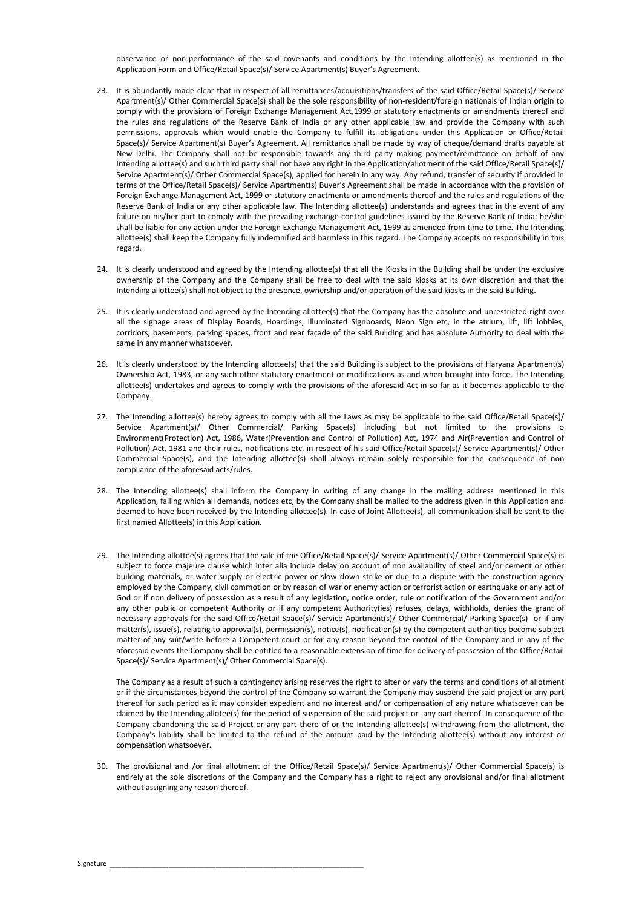observance or non-performance of the said covenants and conditions by the Intending allottee(s) as mentioned in the Application Form and Office/Retail Space(s)/ Service Apartment(s) Buyer's Agreement.

23. It is abundantly made clear that in respect of all remittances/acquisitions/transfers of the said Office/Retail Space(s)/ Service Apartment(s)/ Other Commercial Space(s) shall be the sole responsibility of non-resident/foreign nationals of Indian origin to comply with the provisions of Foreign Exchange Management Act,1999 or statutory enactments or amendments thereof and the rules and regulations of the Reserve Bank of India or any other applicable law and provide the Company with such permissions, approvals which would enable the Company to fulfill its obligations under this Application or Office/Retail Space(s)/ Service Apartment(s) Buyer's Agreement. All remittance shall be made by way of cheque/demand drafts payable at New Delhi. The Company shall not be responsible towards any third party making payment/remittance on behalf of any Intending allottee(s) and such third party shall not have any right in the Application/allotment of the said Office/Retail Space(s)/ Service Apartment(s)/ Other Commercial Space(s), applied for herein in any way. Any refund, transfer of security if provided in terms of the Office/Retail Space(s)/ Service Apartment(s) Buyer's Agreement shall be made in accordance with the provision of Foreign Exchange Management Act, 1999 or statutory enactments or amendments thereof and the rules and regulations of the Reserve Bank of India or any other applicable law. The Intending allottee(s) understands and agrees that in the event of any failure on his/her part to comply with the prevailing exchange control guidelines issued by the Reserve Bank of India; he/she shall be liable for any action under the Foreign Exchange Management Act, 1999 as amended from time to time. The Intending allottee(s) shall keep the Company fully indemnified and harmless in this regard. The Company accepts no responsibility in this regard.

24. It is clearly understood and agreed by the Intending allottee(s) that all the Kiosks in the Building shall be under the exclusive ownership of the Company and the Company shall be free to deal with the said kiosks at its own discretion and that the Intending allottee(s) shall not object to the presence, ownership and/or operation of the said kiosks in the said Building.

25. It is clearly understood and agreed by the Intending allottee(s) that the Company has the absolute and unrestricted right over all the signage areas of Display Boards, Hoardings, Illuminated Signboards, Neon Sign etc, in the atrium, lift, lift lobbies, corridors, basements, parking spaces, front and rear façade of the said Building and has absolute Authority to deal with the same in any manner whatsoever.

26. It is clearly understood by the Intending allottee(s) that the said Building is subject to the provisions of Haryana Apartment(s) Ownership Act, 1983, or any such other statutory enactment or modifications as and when brought into force. The Intending allottee(s) undertakes and agrees to comply with the provisions of the aforesaid Act in so far as it becomes applicable to the Company.

27. The Intending allottee(s) hereby agrees to comply with all the Laws as may be applicable to the said Office/Retail Space(s)/ Service Apartment(s)/ Other Commercial/ Parking Space(s) including but not limited to the provisions o Environment(Protection) Act, 1986, Water(Prevention and Control of Pollution) Act, 1974 and Air(Prevention and Control of Pollution) Act, 1981 and their rules, notifications etc, in respect of his said Office/Retail Space(s)/ Service Apartment(s)/ Other Commercial Space(s), and the Intending allottee(s) shall always remain solely responsible for the consequence of non compliance of the aforesaid acts/rules.

28. The Intending allottee(s) shall inform the Company in writing of any change in the mailing address mentioned in this Application, failing which all demands, notices etc, by the Company shall be mailed to the address given in this Application and deemed to have been received by the Intending allottee(s). In case of Joint Allottee(s), all communication shall be sent to the first named Allottee(s) in this Application.

29. The Intending allottee(s) agrees that the sale of the Office/Retail Space(s)/ Service Apartment(s)/ Other Commercial Space(s) is subject to force majeure clause which inter alia include delay on account of non availability of steel and/or cement or other building materials, or water supply or electric power or slow down strike or due to a dispute with the construction agency employed by the Company, civil commotion or by reason of war or enemy action or terrorist action or earthquake or any act of God or if non delivery of possession as a result of any legislation, notice order, rule or notification of the Government and/or any other public or competent Authority or if any competent Authority(ies) refuses, delays, withholds, denies the grant of necessary approvals for the said Office/Retail Space(s)/ Service Apartment(s)/ Other Commercial/ Parking Space(s) or if any matter(s), issue(s), relating to approval(s), permission(s), notice(s), notification(s) by the competent authorities become subject matter of any suit/write before a Competent court or for any reason beyond the control of the Company and in any of the aforesaid events the Company shall be entitled to a reasonable extension of time for delivery of possession of the Office/Retail Space(s)/ Service Apartment(s)/ Other Commercial Space(s).

    The Company as a result of such a contingency arising reserves the right to alter or vary the terms and conditions of allotment or if the circumstances beyond the control of the Company so warrant the Company may suspend the said project or any part thereof for such period as it may consider expedient and no interest and/ or compensation of any nature whatsoever can be claimed by the Intending allotee(s) for the period of suspension of the said project or any part thereof. In consequence of the Company abandoning the said Project or any part there of or the Intending allottee(s) withdrawing from the allotment, the Company's liability shall be limited to the refund of the amount paid by the Intending allottee(s) without any interest or compensation whatsoever.

30. The provisional and /or final allotment of the Office/Retail Space(s)/ Service Apartment(s)/ Other Commercial Space(s) is entirely at the sole discretions of the Company and the Company has a right to reject any provisional and/or final allotment without assigning any reason thereof.

Signature \_\_\_\_\_\_\_\_\_\_\_\_\_\_\_\_\_\_\_\_\_\_\_\_\_\_\_\_\_\_\_\_\_\_\_\_\_\_\_\_\_\_\_\_\_\_\_\_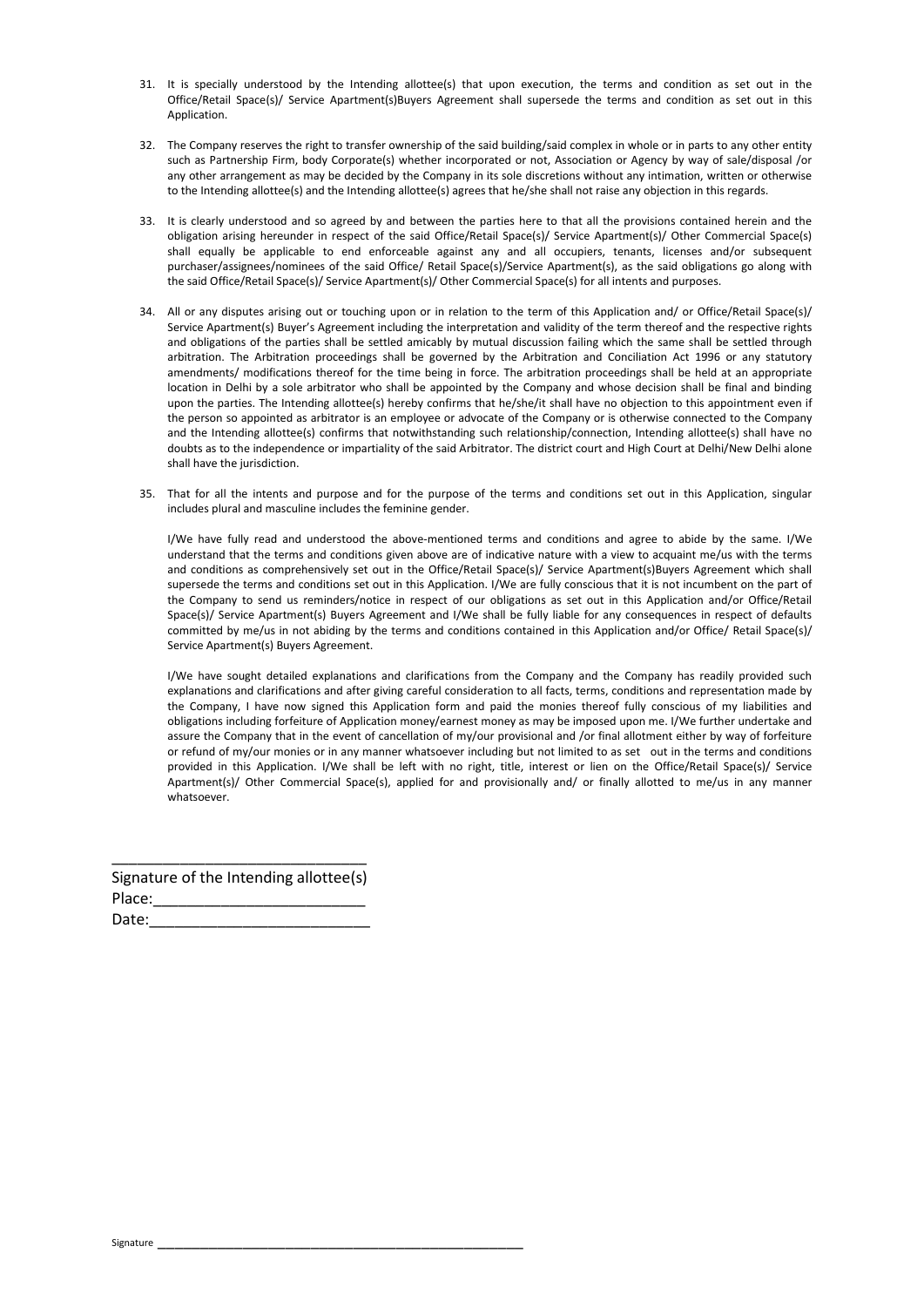31. It is specially understood by the Intending allottee(s) that upon execution, the terms and condition as set out in the Office/Retail Space(s)/ Service Apartment(s)Buyers Agreement shall supersede the terms and condition as set out in this Application.

32. The Company reserves the right to transfer ownership of the said building/said complex in whole or in parts to any other entity such as Partnership Firm, body Corporate(s) whether incorporated or not, Association or Agency by way of sale/disposal /or any other arrangement as may be decided by the Company in its sole discretions without any intimation, written or otherwise to the Intending allottee(s) and the Intending allottee(s) agrees that he/she shall not raise any objection in this regards.

33. It is clearly understood and so agreed by and between the parties here to that all the provisions contained herein and the obligation arising hereunder in respect of the said Office/Retail Space(s)/ Service Apartment(s)/ Other Commercial Space(s) shall equally be applicable to end enforceable against any and all occupiers, tenants, licenses and/or subsequent purchaser/assignees/nominees of the said Office/ Retail Space(s)/Service Apartment(s), as the said obligations go along with the said Office/Retail Space(s)/ Service Apartment(s)/ Other Commercial Space(s) for all intents and purposes.

34. All or any disputes arising out or touching upon or in relation to the term of this Application and/ or Office/Retail Space(s)/ Service Apartment(s) Buyer's Agreement including the interpretation and validity of the term thereof and the respective rights and obligations of the parties shall be settled amicably by mutual discussion failing which the same shall be settled through arbitration. The Arbitration proceedings shall be governed by the Arbitration and Conciliation Act 1996 or any statutory amendments/ modifications thereof for the time being in force. The arbitration proceedings shall be held at an appropriate location in Delhi by a sole arbitrator who shall be appointed by the Company and whose decision shall be final and binding upon the parties. The Intending allottee(s) hereby confirms that he/she/it shall have no objection to this appointment even if the person so appointed as arbitrator is an employee or advocate of the Company or is otherwise connected to the Company and the Intending allottee(s) confirms that notwithstanding such relationship/connection, Intending allottee(s) shall have no doubts as to the independence or impartiality of the said Arbitrator. The district court and High Court at Delhi/New Delhi alone shall have the jurisdiction.

35. That for all the intents and purpose and for the purpose of the terms and conditions set out in this Application, singular includes plural and masculine includes the feminine gender.

I/We have fully read and understood the above-mentioned terms and conditions and agree to abide by the same. I/We understand that the terms and conditions given above are of indicative nature with a view to acquaint me/us with the terms and conditions as comprehensively set out in the Office/Retail Space(s)/ Service Apartment(s)Buyers Agreement which shall supersede the terms and conditions set out in this Application. I/We are fully conscious that it is not incumbent on the part of the Company to send us reminders/notice in respect of our obligations as set out in this Application and/or Office/Retail Space(s)/ Service Apartment(s) Buyers Agreement and I/We shall be fully liable for any consequences in respect of defaults committed by me/us in not abiding by the terms and conditions contained in this Application and/or Office/ Retail Space(s)/ Service Apartment(s) Buyers Agreement.

I/We have sought detailed explanations and clarifications from the Company and the Company has readily provided such explanations and clarifications and after giving careful consideration to all facts, terms, conditions and representation made by the Company, I have now signed this Application form and paid the monies thereof fully conscious of my liabilities and obligations including forfeiture of Application money/earnest money as may be imposed upon me. I/We further undertake and assure the Company that in the event of cancellation of my/our provisional and /or final allotment either by way of forfeiture or refund of my/our monies or in any manner whatsoever including but not limited to as set out in the terms and conditions provided in this Application. I/We shall be left with no right, title, interest or lien on the Office/Retail Space(s)/ Service Apartment(s)/ Other Commercial Space(s), applied for and provisionally and/ or finally allotted to me/us in any manner whatsoever.

_______________________________

Signature of the Intending allottee(s)

Place:_________________________

Date:__________________________

Signature ____________________________________________________________